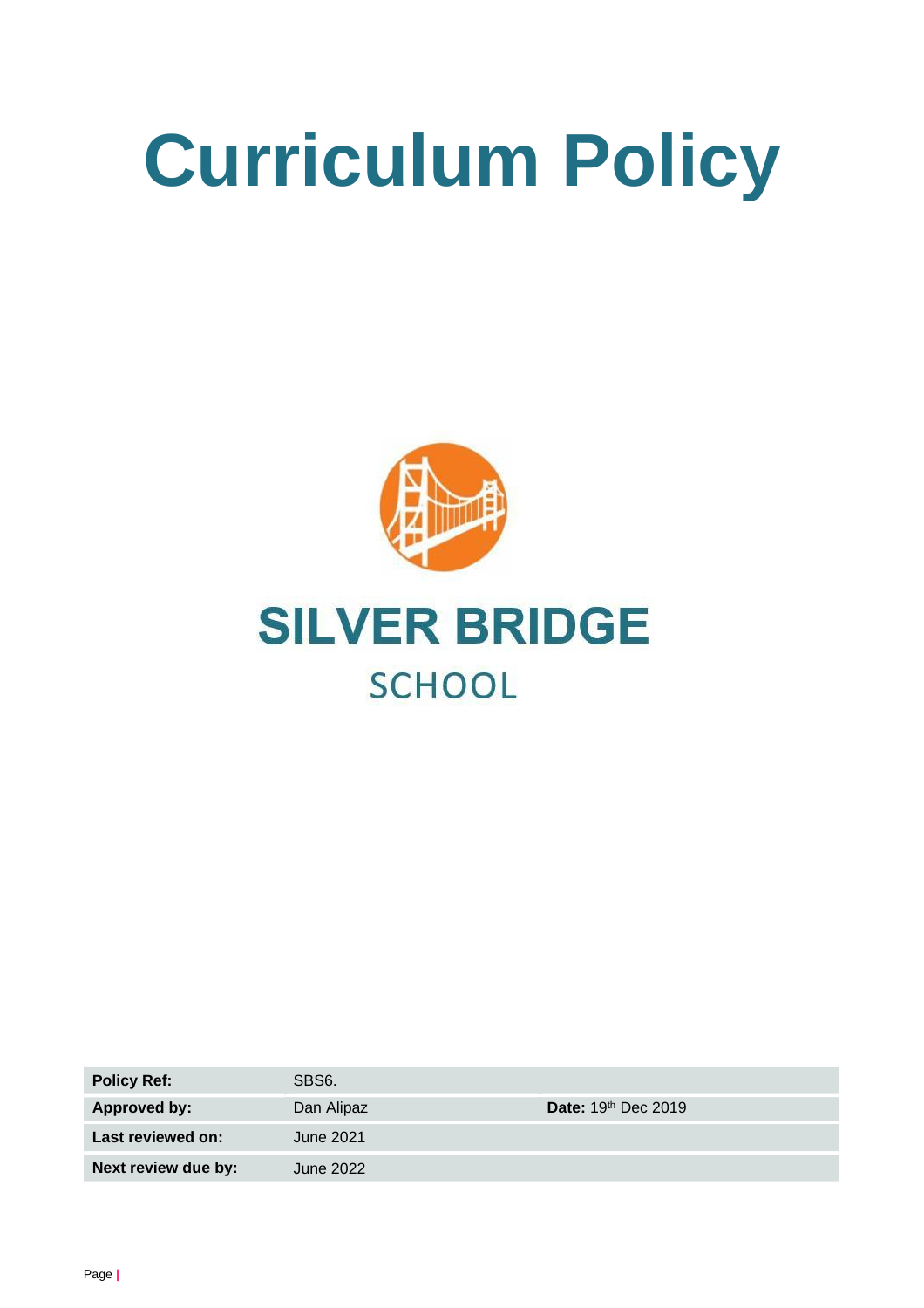# Curriculum Policy

**SILVER BRIDGE**

SCHOOL

| | | |
|---|---|---|
| **Policy Ref:** | SBS6. | |
| **Approved by:** | Dan Alipaz | **Date:** 19th Dec 2019 |
| **Last reviewed on:** | June 2021 | |
| **Next review due by:** | June 2022 | |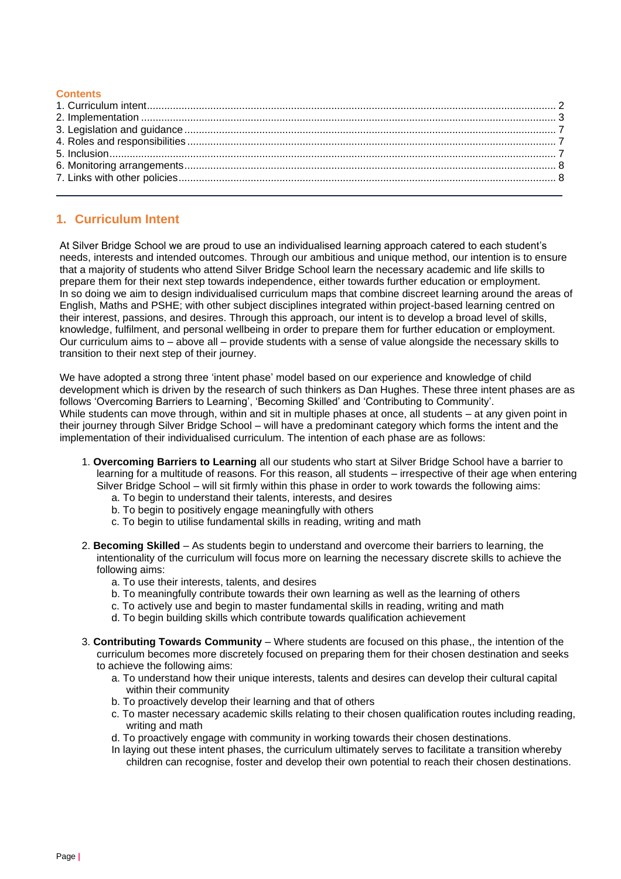**Contents**

1. Curriculum intent.......................................................... 2
2. Implementation.......................................................... 3
3. Legislation and guidance.......................................................... 7
4. Roles and responsibilities.......................................................... 7
5. Inclusion.......................................................... 7
6. Monitoring arrangements.......................................................... 8
7. Links with other policies.......................................................... 8

---

## 1. Curriculum Intent

At Silver Bridge School we are proud to use an individualised learning approach catered to each student's needs, interests and intended outcomes. Through our ambitious and unique method, our intention is to ensure that a majority of students who attend Silver Bridge School learn the necessary academic and life skills to prepare them for their next step towards independence, either towards further education or employment.
In so doing we aim to design individualised curriculum maps that combine discreet learning around the areas of English, Maths and PSHE; with other subject disciplines integrated within project-based learning centred on their interest, passions, and desires. Through this approach, our intent is to develop a broad level of skills, knowledge, fulfilment, and personal wellbeing in order to prepare them for further education or employment. Our curriculum aims to – above all – provide students with a sense of value alongside the necessary skills to transition to their next step of their journey.

We have adopted a strong three 'intent phase' model based on our experience and knowledge of child development which is driven by the research of such thinkers as Dan Hughes. These three intent phases are as follows 'Overcoming Barriers to Learning', 'Becoming Skilled' and 'Contributing to Community'.
While students can move through, within and sit in multiple phases at once, all students – at any given point in their journey through Silver Bridge School – will have a predominant category which forms the intent and the implementation of their individualised curriculum. The intention of each phase are as follows:

1. **Overcoming Barriers to Learning** all our students who start at Silver Bridge School have a barrier to learning for a multitude of reasons. For this reason, all students – irrespective of their age when entering Silver Bridge School – will sit firmly within this phase in order to work towards the following aims:
   a. To begin to understand their talents, interests, and desires
   b. To begin to positively engage meaningfully with others
   c. To begin to utilise fundamental skills in reading, writing and math

2. **Becoming Skilled** – As students begin to understand and overcome their barriers to learning, the intentionality of the curriculum will focus more on learning the necessary discrete skills to achieve the following aims:
   a. To use their interests, talents, and desires
   b. To meaningfully contribute towards their own learning as well as the learning of others
   c. To actively use and begin to master fundamental skills in reading, writing and math
   d. To begin building skills which contribute towards qualification achievement

3. **Contributing Towards Community** – Where students are focused on this phase,, the intention of the curriculum becomes more discretely focused on preparing them for their chosen destination and seeks to achieve the following aims:
   a. To understand how their unique interests, talents and desires can develop their cultural capital within their community
   b. To proactively develop their learning and that of others
   c. To master necessary academic skills relating to their chosen qualification routes including reading, writing and math
   d. To proactively engage with community in working towards their chosen destinations.

   In laying out these intent phases, the curriculum ultimately serves to facilitate a transition whereby children can recognise, foster and develop their own potential to reach their chosen destinations.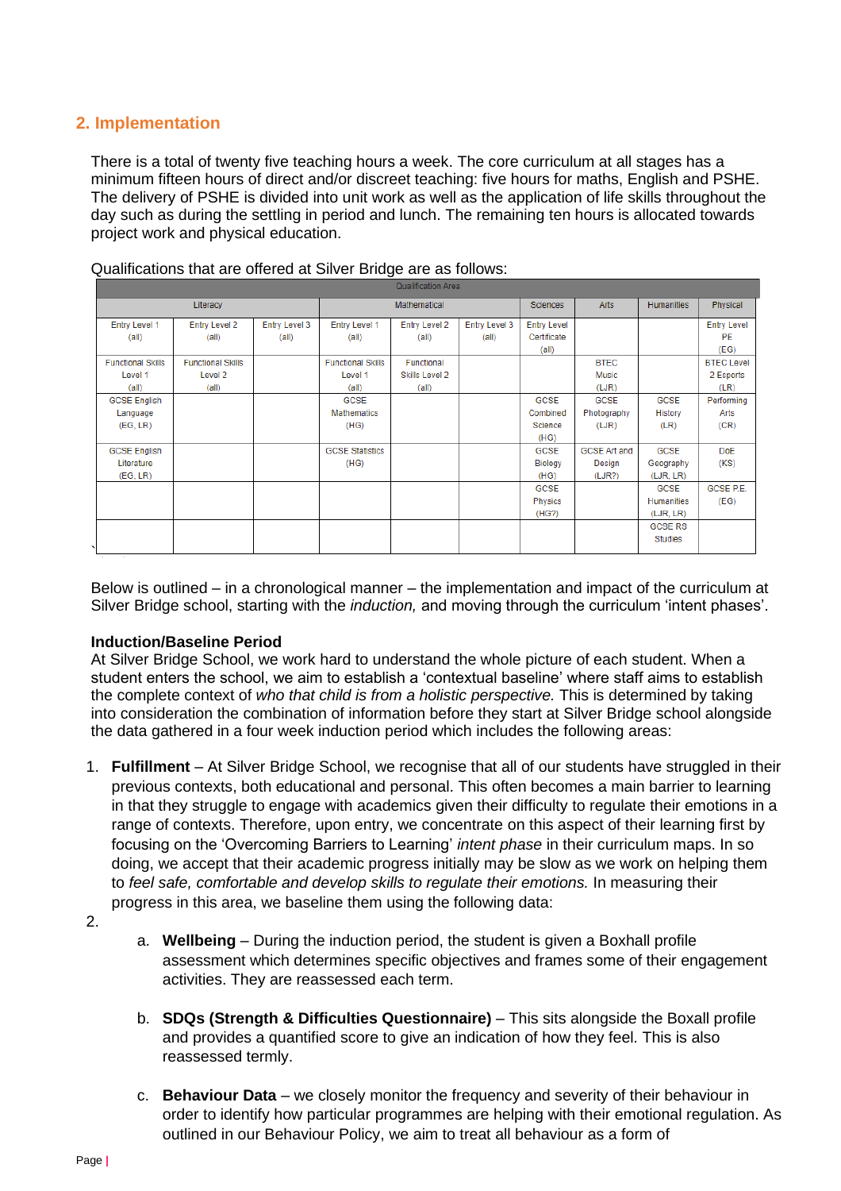## 2. Implementation

There is a total of twenty five teaching hours a week. The core curriculum at all stages has a minimum fifteen hours of direct and/or discreet teaching: five hours for maths, English and PSHE. The delivery of PSHE is divided into unit work as well as the application of life skills throughout the day such as during the settling in period and lunch. The remaining ten hours is allocated towards project work and physical education.

Qualifications that are offered at Silver Bridge are as follows:

| Qualification Area | | | | | | | | | |
|---|---|---|---|---|---|---|---|---|---|
| Literacy | | | Mathematical | | | Sciences | Arts | Humanities | Physical |
| Entry Level 1 (all) | Entry Level 2 (all) | Entry Level 3 (all) | Entry Level 1 (all) | Entry Level 2 (all) | Entry Level 3 (all) | Entry Level Certificate (all) | | | Entry Level PE (EG) |
| Functional Skills Level 1 (all) | Functional Skills Level 2 (all) | | Functional Skills Level 1 (all) | Functional Skills Level 2 (all) | | | BTEC Music (LJR) | | BTEC Level 2 Esports (LR) |
| GCSE English Language (EG, LR) | | | GCSE Mathematics (HG) | | | GCSE Combined Science (HG) | GCSE Photography (LJR) | GCSE History (LR) | Performing Arts (CR) |
| GCSE English Literature (EG, LR) | | | GCSE Statistics (HG) | | | GCSE Biology (HG) | GCSE Art and Design (LJR?) | GCSE Geography (LJR, LR) | DoE (KS) |
| | | | | | | GCSE Physics (HG?) | | GCSE Humanities (LJR, LR) | GCSE P.E. (EG) |
| | | | | | | | | GCSE RS Studies | |

Below is outlined – in a chronological manner – the implementation and impact of the curriculum at Silver Bridge school, starting with the *induction,* and moving through the curriculum 'intent phases'.

**Induction/Baseline Period**
At Silver Bridge School, we work hard to understand the whole picture of each student. When a student enters the school, we aim to establish a 'contextual baseline' where staff aims to establish the complete context of *who that child is from a holistic perspective.* This is determined by taking into consideration the combination of information before they start at Silver Bridge school alongside the data gathered in a four week induction period which includes the following areas:

1. **Fulfillment** – At Silver Bridge School, we recognise that all of our students have struggled in their previous contexts, both educational and personal. This often becomes a main barrier to learning in that they struggle to engage with academics given their difficulty to regulate their emotions in a range of contexts. Therefore, upon entry, we concentrate on this aspect of their learning first by focusing on the 'Overcoming Barriers to Learning' *intent phase* in their curriculum maps. In so doing, we accept that their academic progress initially may be slow as we work on helping them to *feel safe, comfortable and develop skills to regulate their emotions.* In measuring their progress in this area, we baseline them using the following data:
2.
    a. **Wellbeing** – During the induction period, the student is given a Boxhall profile assessment which determines specific objectives and frames some of their engagement activities. They are reassessed each term.

    b. **SDQs (Strength & Difficulties Questionnaire)** – This sits alongside the Boxall profile and provides a quantified score to give an indication of how they feel. This is also reassessed termly.

    c. **Behaviour Data** – we closely monitor the frequency and severity of their behaviour in order to identify how particular programmes are helping with their emotional regulation. As outlined in our Behaviour Policy, we aim to treat all behaviour as a form of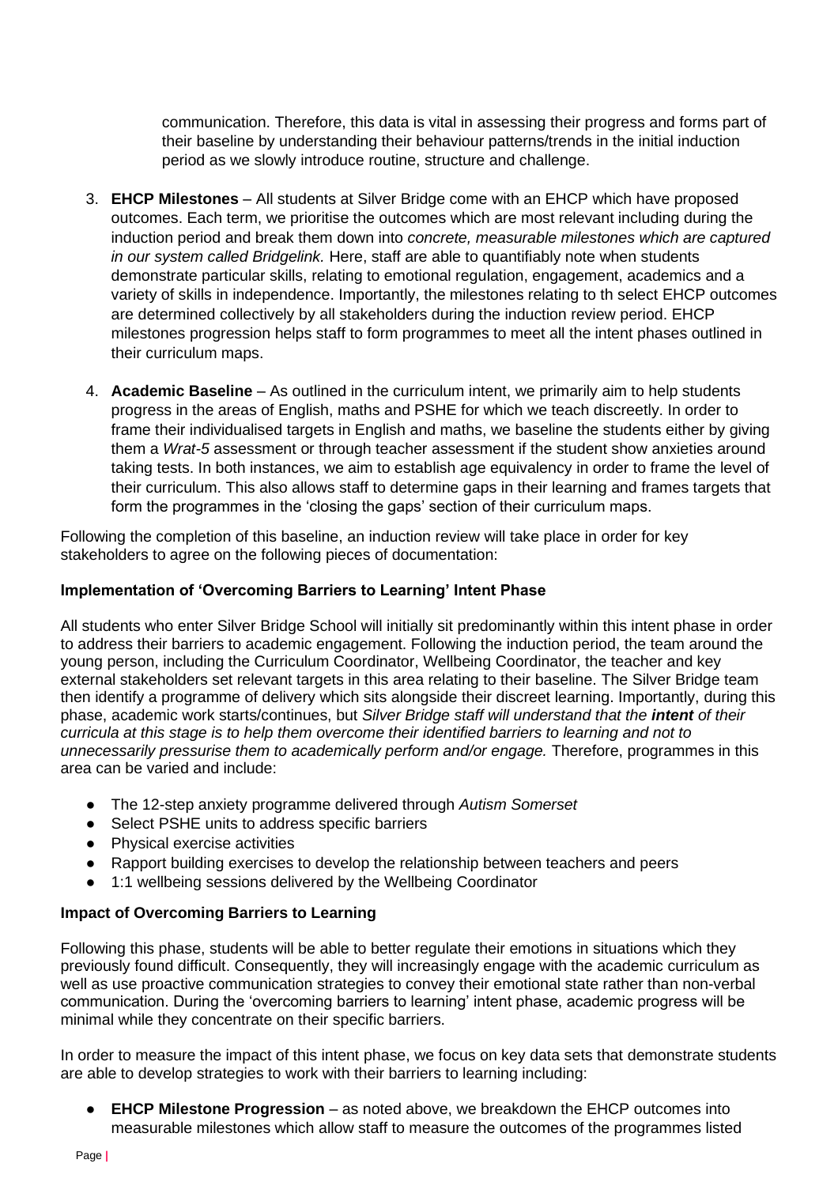communication. Therefore, this data is vital in assessing their progress and forms part of their baseline by understanding their behaviour patterns/trends in the initial induction period as we slowly introduce routine, structure and challenge.

3. **EHCP Milestones** – All students at Silver Bridge come with an EHCP which have proposed outcomes. Each term, we prioritise the outcomes which are most relevant including during the induction period and break them down into *concrete, measurable milestones which are captured in our system called Bridgelink.* Here, staff are able to quantifiably note when students demonstrate particular skills, relating to emotional regulation, engagement, academics and a variety of skills in independence. Importantly, the milestones relating to th select EHCP outcomes are determined collectively by all stakeholders during the induction review period. EHCP milestones progression helps staff to form programmes to meet all the intent phases outlined in their curriculum maps.

4. **Academic Baseline** – As outlined in the curriculum intent, we primarily aim to help students progress in the areas of English, maths and PSHE for which we teach discreetly. In order to frame their individualised targets in English and maths, we baseline the students either by giving them a *Wrat-5* assessment or through teacher assessment if the student show anxieties around taking tests. In both instances, we aim to establish age equivalency in order to frame the level of their curriculum. This also allows staff to determine gaps in their learning and frames targets that form the programmes in the 'closing the gaps' section of their curriculum maps.

Following the completion of this baseline, an induction review will take place in order for key stakeholders to agree on the following pieces of documentation:

**Implementation of 'Overcoming Barriers to Learning' Intent Phase**

All students who enter Silver Bridge School will initially sit predominantly within this intent phase in order to address their barriers to academic engagement. Following the induction period, the team around the young person, including the Curriculum Coordinator, Wellbeing Coordinator, the teacher and key external stakeholders set relevant targets in this area relating to their baseline. The Silver Bridge team then identify a programme of delivery which sits alongside their discreet learning. Importantly, during this phase, academic work starts/continues, but *Silver Bridge staff will understand that the **intent** of their curricula at this stage is to help them overcome their identified barriers to learning and not to unnecessarily pressurise them to academically perform and/or engage.* Therefore, programmes in this area can be varied and include:

- The 12-step anxiety programme delivered through *Autism Somerset*
- Select PSHE units to address specific barriers
- Physical exercise activities
- Rapport building exercises to develop the relationship between teachers and peers
- 1:1 wellbeing sessions delivered by the Wellbeing Coordinator

**Impact of Overcoming Barriers to Learning**

Following this phase, students will be able to better regulate their emotions in situations which they previously found difficult. Consequently, they will increasingly engage with the academic curriculum as well as use proactive communication strategies to convey their emotional state rather than non-verbal communication. During the 'overcoming barriers to learning' intent phase, academic progress will be minimal while they concentrate on their specific barriers.

In order to measure the impact of this intent phase, we focus on key data sets that demonstrate students are able to develop strategies to work with their barriers to learning including:

- **EHCP Milestone Progression** – as noted above, we breakdown the EHCP outcomes into measurable milestones which allow staff to measure the outcomes of the programmes listed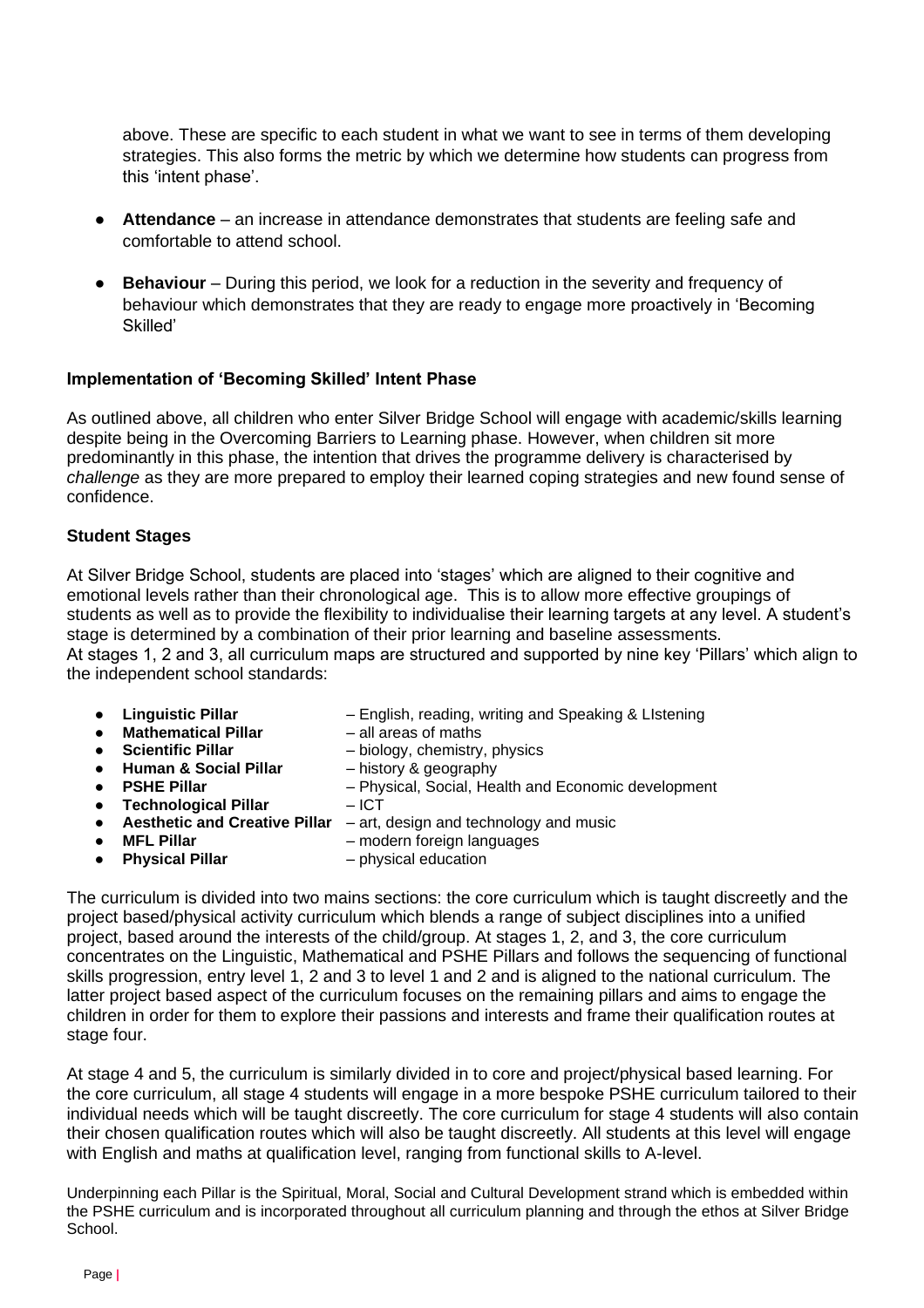above. These are specific to each student in what we want to see in terms of them developing strategies. This also forms the metric by which we determine how students can progress from this 'intent phase'.

- **Attendance** – an increase in attendance demonstrates that students are feeling safe and comfortable to attend school.
- **Behaviour** – During this period, we look for a reduction in the severity and frequency of behaviour which demonstrates that they are ready to engage more proactively in 'Becoming Skilled'

### Implementation of 'Becoming Skilled' Intent Phase

As outlined above, all children who enter Silver Bridge School will engage with academic/skills learning despite being in the Overcoming Barriers to Learning phase. However, when children sit more predominantly in this phase, the intention that drives the programme delivery is characterised by *challenge* as they are more prepared to employ their learned coping strategies and new found sense of confidence.

### Student Stages

At Silver Bridge School, students are placed into 'stages' which are aligned to their cognitive and emotional levels rather than their chronological age. This is to allow more effective groupings of students as well as to provide the flexibility to individualise their learning targets at any level. A student's stage is determined by a combination of their prior learning and baseline assessments.
At stages 1, 2 and 3, all curriculum maps are structured and supported by nine key 'Pillars' which align to the independent school standards:

- **Linguistic Pillar** – English, reading, writing and Speaking & LIstening
- **Mathematical Pillar** – all areas of maths
- **Scientific Pillar** – biology, chemistry, physics
- **Human & Social Pillar** – history & geography
- **PSHE Pillar** – Physical, Social, Health and Economic development
- **Technological Pillar** – ICT
- **Aesthetic and Creative Pillar** – art, design and technology and music
- **MFL Pillar** – modern foreign languages
- **Physical Pillar** – physical education

The curriculum is divided into two mains sections: the core curriculum which is taught discreetly and the project based/physical activity curriculum which blends a range of subject disciplines into a unified project, based around the interests of the child/group. At stages 1, 2, and 3, the core curriculum concentrates on the Linguistic, Mathematical and PSHE Pillars and follows the sequencing of functional skills progression, entry level 1, 2 and 3 to level 1 and 2 and is aligned to the national curriculum. The latter project based aspect of the curriculum focuses on the remaining pillars and aims to engage the children in order for them to explore their passions and interests and frame their qualification routes at stage four.

At stage 4 and 5, the curriculum is similarly divided in to core and project/physical based learning. For the core curriculum, all stage 4 students will engage in a more bespoke PSHE curriculum tailored to their individual needs which will be taught discreetly. The core curriculum for stage 4 students will also contain their chosen qualification routes which will also be taught discreetly. All students at this level will engage with English and maths at qualification level, ranging from functional skills to A-level.

Underpinning each Pillar is the Spiritual, Moral, Social and Cultural Development strand which is embedded within the PSHE curriculum and is incorporated throughout all curriculum planning and through the ethos at Silver Bridge School.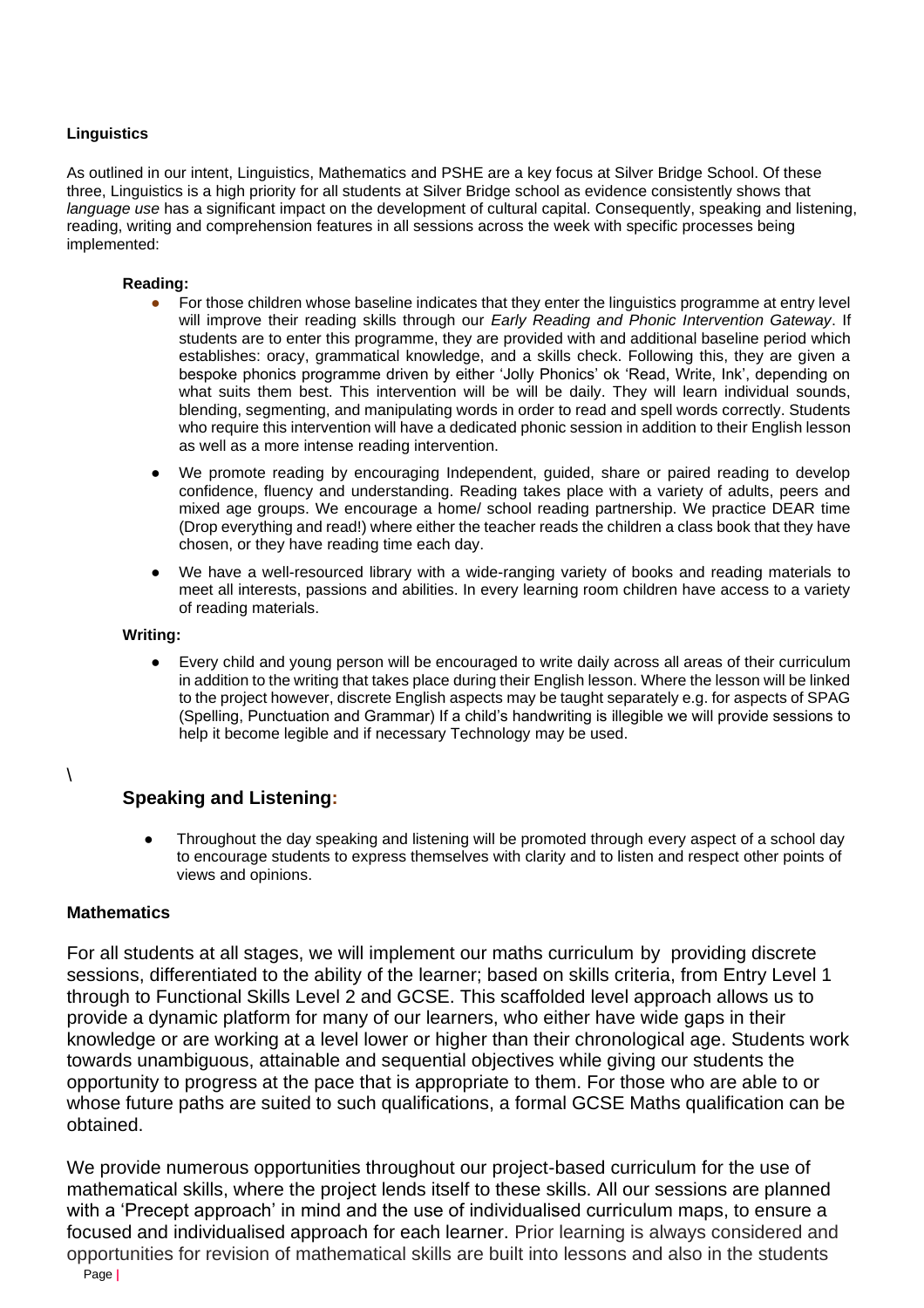### Linguistics

As outlined in our intent, Linguistics, Mathematics and PSHE are a key focus at Silver Bridge School. Of these three, Linguistics is a high priority for all students at Silver Bridge school as evidence consistently shows that *language use* has a significant impact on the development of cultural capital. Consequently, speaking and listening, reading, writing and comprehension features in all sessions across the week with specific processes being implemented:

**Reading:**

- For those children whose baseline indicates that they enter the linguistics programme at entry level will improve their reading skills through our *Early Reading and Phonic Intervention Gateway*. If students are to enter this programme, they are provided with and additional baseline period which establishes: oracy, grammatical knowledge, and a skills check. Following this, they are given a bespoke phonics programme driven by either 'Jolly Phonics' ok 'Read, Write, Ink', depending on what suits them best. This intervention will be will be daily. They will learn individual sounds, blending, segmenting, and manipulating words in order to read and spell words correctly. Students who require this intervention will have a dedicated phonic session in addition to their English lesson as well as a more intense reading intervention.
- We promote reading by encouraging Independent, guided, share or paired reading to develop confidence, fluency and understanding. Reading takes place with a variety of adults, peers and mixed age groups. We encourage a home/ school reading partnership. We practice DEAR time (Drop everything and read!) where either the teacher reads the children a class book that they have chosen, or they have reading time each day.
- We have a well-resourced library with a wide-ranging variety of books and reading materials to meet all interests, passions and abilities. In every learning room children have access to a variety of reading materials.

**Writing:**

- Every child and young person will be encouraged to write daily across all areas of their curriculum in addition to the writing that takes place during their English lesson. Where the lesson will be linked to the project however, discrete English aspects may be taught separately e.g. for aspects of SPAG (Spelling, Punctuation and Grammar) If a child's handwriting is illegible we will provide sessions to help it become legible and if necessary Technology may be used.

\

#### Speaking and Listening:

- Throughout the day speaking and listening will be promoted through every aspect of a school day to encourage students to express themselves with clarity and to listen and respect other points of views and opinions.

### Mathematics

For all students at all stages, we will implement our maths curriculum by providing discrete sessions, differentiated to the ability of the learner; based on skills criteria, from Entry Level 1 through to Functional Skills Level 2 and GCSE. This scaffolded level approach allows us to provide a dynamic platform for many of our learners, who either have wide gaps in their knowledge or are working at a level lower or higher than their chronological age. Students work towards unambiguous, attainable and sequential objectives while giving our students the opportunity to progress at the pace that is appropriate to them. For those who are able to or whose future paths are suited to such qualifications, a formal GCSE Maths qualification can be obtained.

We provide numerous opportunities throughout our project-based curriculum for the use of mathematical skills, where the project lends itself to these skills. All our sessions are planned with a 'Precept approach' in mind and the use of individualised curriculum maps, to ensure a focused and individualised approach for each learner. Prior learning is always considered and opportunities for revision of mathematical skills are built into lessons and also in the students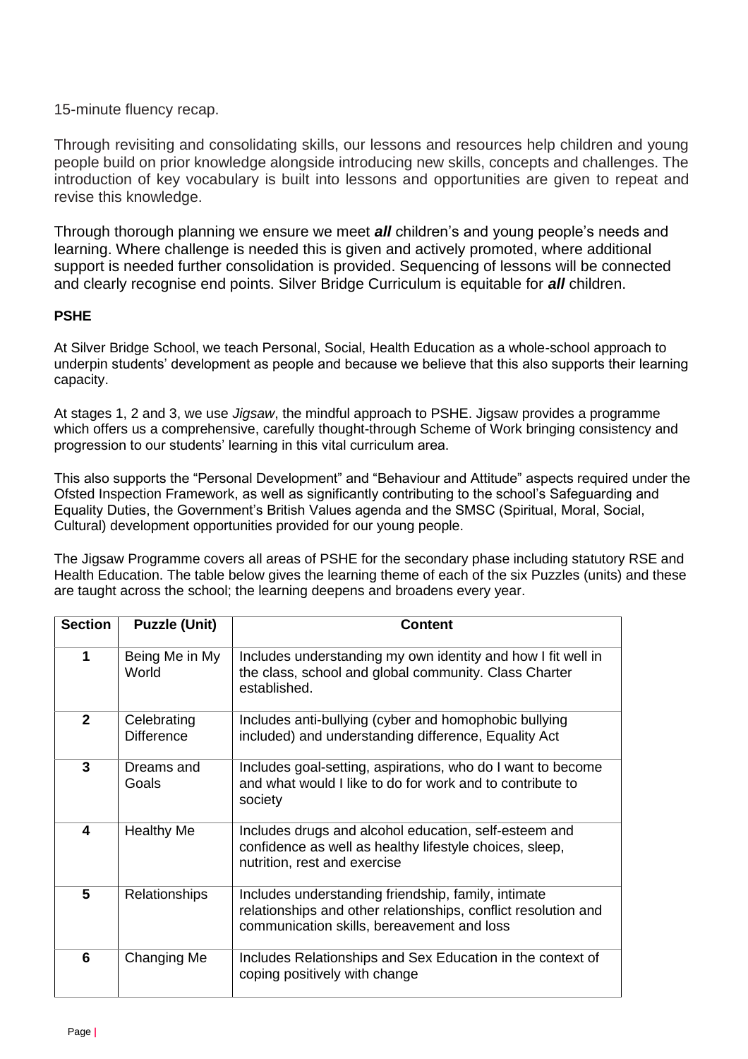15-minute fluency recap.

Through revisiting and consolidating skills, our lessons and resources help children and young people build on prior knowledge alongside introducing new skills, concepts and challenges. The introduction of key vocabulary is built into lessons and opportunities are given to repeat and revise this knowledge.

Through thorough planning we ensure we meet ***all*** children's and young people's needs and learning. Where challenge is needed this is given and actively promoted, where additional support is needed further consolidation is provided. Sequencing of lessons will be connected and clearly recognise end points. Silver Bridge Curriculum is equitable for ***all*** children.

**PSHE**

At Silver Bridge School, we teach Personal, Social, Health Education as a whole-school approach to underpin students' development as people and because we believe that this also supports their learning capacity.

At stages 1, 2 and 3, we use *Jigsaw*, the mindful approach to PSHE. Jigsaw provides a programme which offers us a comprehensive, carefully thought-through Scheme of Work bringing consistency and progression to our students' learning in this vital curriculum area.

This also supports the "Personal Development" and "Behaviour and Attitude" aspects required under the Ofsted Inspection Framework, as well as significantly contributing to the school's Safeguarding and Equality Duties, the Government's British Values agenda and the SMSC (Spiritual, Moral, Social, Cultural) development opportunities provided for our young people.

The Jigsaw Programme covers all areas of PSHE for the secondary phase including statutory RSE and Health Education. The table below gives the learning theme of each of the six Puzzles (units) and these are taught across the school; the learning deepens and broadens every year.

| Section | Puzzle (Unit) | Content |
|---|---|---|
| **1** | Being Me in My World | Includes understanding my own identity and how I fit well in the class, school and global community. Class Charter established. |
| **2** | Celebrating Difference | Includes anti-bullying (cyber and homophobic bullying included) and understanding difference, Equality Act |
| **3** | Dreams and Goals | Includes goal-setting, aspirations, who do I want to become and what would I like to do for work and to contribute to society |
| **4** | Healthy Me | Includes drugs and alcohol education, self-esteem and confidence as well as healthy lifestyle choices, sleep, nutrition, rest and exercise |
| **5** | Relationships | Includes understanding friendship, family, intimate relationships and other relationships, conflict resolution and communication skills, bereavement and loss |
| **6** | Changing Me | Includes Relationships and Sex Education in the context of coping positively with change |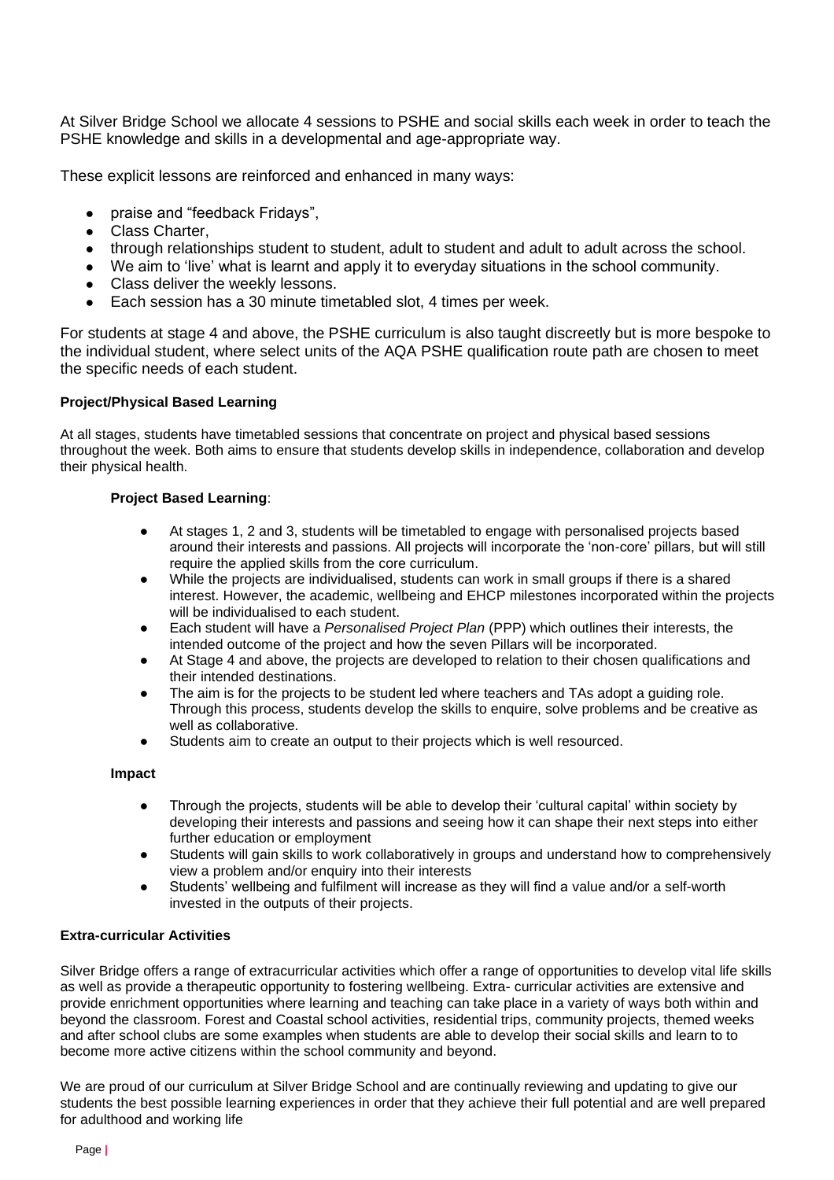At Silver Bridge School we allocate 4 sessions to PSHE and social skills each week in order to teach the PSHE knowledge and skills in a developmental and age-appropriate way.

These explicit lessons are reinforced and enhanced in many ways:

- praise and "feedback Fridays",
- Class Charter,
- through relationships student to student, adult to student and adult to adult across the school.
- We aim to 'live' what is learnt and apply it to everyday situations in the school community.
- Class deliver the weekly lessons.
- Each session has a 30 minute timetabled slot, 4 times per week.

For students at stage 4 and above, the PSHE curriculum is also taught discreetly but is more bespoke to the individual student, where select units of the AQA PSHE qualification route path are chosen to meet the specific needs of each student.

**Project/Physical Based Learning**

At all stages, students have timetabled sessions that concentrate on project and physical based sessions throughout the week. Both aims to ensure that students develop skills in independence, collaboration and develop their physical health.

**Project Based Learning**:

- At stages 1, 2 and 3, students will be timetabled to engage with personalised projects based around their interests and passions. All projects will incorporate the 'non-core' pillars, but will still require the applied skills from the core curriculum.
- While the projects are individualised, students can work in small groups if there is a shared interest. However, the academic, wellbeing and EHCP milestones incorporated within the projects will be individualised to each student.
- Each student will have a *Personalised Project Plan* (PPP) which outlines their interests, the intended outcome of the project and how the seven Pillars will be incorporated.
- At Stage 4 and above, the projects are developed to relation to their chosen qualifications and their intended destinations.
- The aim is for the projects to be student led where teachers and TAs adopt a guiding role. Through this process, students develop the skills to enquire, solve problems and be creative as well as collaborative.
- Students aim to create an output to their projects which is well resourced.

**Impact**

- Through the projects, students will be able to develop their 'cultural capital' within society by developing their interests and passions and seeing how it can shape their next steps into either further education or employment
- Students will gain skills to work collaboratively in groups and understand how to comprehensively view a problem and/or enquiry into their interests
- Students' wellbeing and fulfilment will increase as they will find a value and/or a self-worth invested in the outputs of their projects.

**Extra-curricular Activities**

Silver Bridge offers a range of extracurricular activities which offer a range of opportunities to develop vital life skills as well as provide a therapeutic opportunity to fostering wellbeing. Extra- curricular activities are extensive and provide enrichment opportunities where learning and teaching can take place in a variety of ways both within and beyond the classroom. Forest and Coastal school activities, residential trips, community projects, themed weeks and after school clubs are some examples when students are able to develop their social skills and learn to to become more active citizens within the school community and beyond.

We are proud of our curriculum at Silver Bridge School and are continually reviewing and updating to give our students the best possible learning experiences in order that they achieve their full potential and are well prepared for adulthood and working life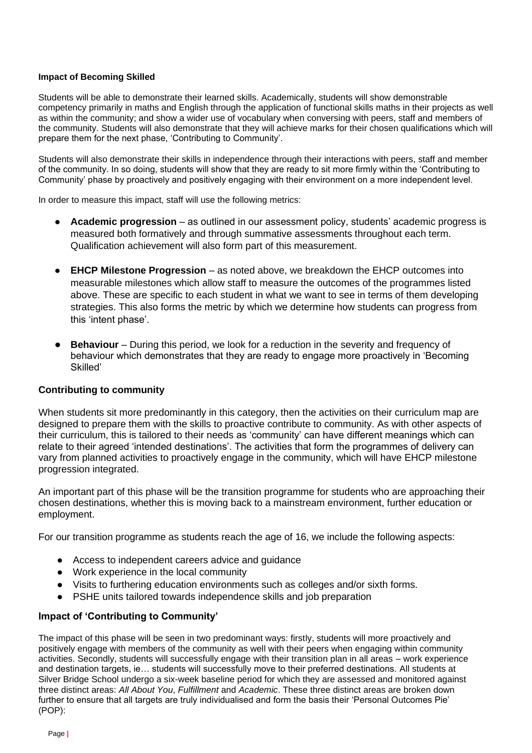### Impact of Becoming Skilled

Students will be able to demonstrate their learned skills. Academically, students will show demonstrable competency primarily in maths and English through the application of functional skills maths in their projects as well as within the community; and show a wider use of vocabulary when conversing with peers, staff and members of the community. Students will also demonstrate that they will achieve marks for their chosen qualifications which will prepare them for the next phase, 'Contributing to Community'.

Students will also demonstrate their skills in independence through their interactions with peers, staff and member of the community. In so doing, students will show that they are ready to sit more firmly within the 'Contributing to Community' phase by proactively and positively engaging with their environment on a more independent level.

In order to measure this impact, staff will use the following metrics:

- **Academic progression** – as outlined in our assessment policy, students' academic progress is measured both formatively and through summative assessments throughout each term. Qualification achievement will also form part of this measurement.
- **EHCP Milestone Progression** – as noted above, we breakdown the EHCP outcomes into measurable milestones which allow staff to measure the outcomes of the programmes listed above. These are specific to each student in what we want to see in terms of them developing strategies. This also forms the metric by which we determine how students can progress from this 'intent phase'.
- **Behaviour** – During this period, we look for a reduction in the severity and frequency of behaviour which demonstrates that they are ready to engage more proactively in 'Becoming Skilled'

### Contributing to community

When students sit more predominantly in this category, then the activities on their curriculum map are designed to prepare them with the skills to proactive contribute to community. As with other aspects of their curriculum, this is tailored to their needs as 'community' can have different meanings which can relate to their agreed 'intended destinations'. The activities that form the programmes of delivery can vary from planned activities to proactively engage in the community, which will have EHCP milestone progression integrated.

An important part of this phase will be the transition programme for students who are approaching their chosen destinations, whether this is moving back to a mainstream environment, further education or employment.

For our transition programme as students reach the age of 16, we include the following aspects:

- Access to independent careers advice and guidance
- Work experience in the local community
- Visits to furthering education environments such as colleges and/or sixth forms.
- PSHE units tailored towards independence skills and job preparation

### Impact of 'Contributing to Community'

The impact of this phase will be seen in two predominant ways: firstly, students will more proactively and positively engage with members of the community as well with their peers when engaging within community activities. Secondly, students will successfully engage with their transition plan in all areas – work experience and destination targets, ie… students will successfully move to their preferred destinations. All students at Silver Bridge School undergo a six-week baseline period for which they are assessed and monitored against three distinct areas: *All About You*, *Fulfillment* and *Academic*. These three distinct areas are broken down further to ensure that all targets are truly individualised and form the basis their 'Personal Outcomes Pie' (POP):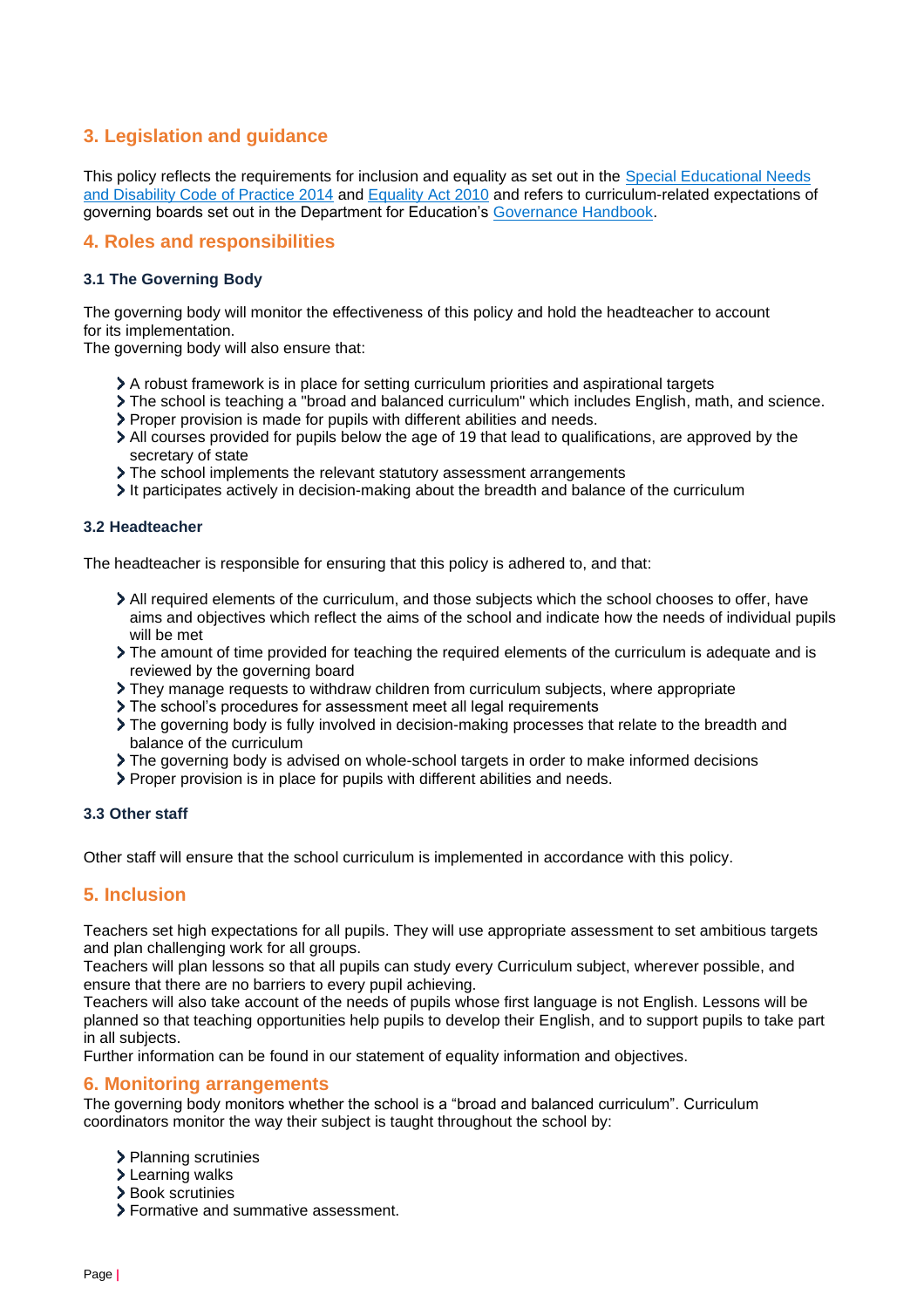## 3. Legislation and guidance

This policy reflects the requirements for inclusion and equality as set out in the Special Educational Needs and Disability Code of Practice 2014 and Equality Act 2010 and refers to curriculum-related expectations of governing boards set out in the Department for Education's Governance Handbook.

## 4. Roles and responsibilities

### 3.1 The Governing Body

The governing body will monitor the effectiveness of this policy and hold the headteacher to account for its implementation.
The governing body will also ensure that:

- A robust framework is in place for setting curriculum priorities and aspirational targets
- The school is teaching a "broad and balanced curriculum" which includes English, math, and science.
- Proper provision is made for pupils with different abilities and needs.
- All courses provided for pupils below the age of 19 that lead to qualifications, are approved by the secretary of state
- The school implements the relevant statutory assessment arrangements
- It participates actively in decision-making about the breadth and balance of the curriculum

### 3.2 Headteacher

The headteacher is responsible for ensuring that this policy is adhered to, and that:

- All required elements of the curriculum, and those subjects which the school chooses to offer, have aims and objectives which reflect the aims of the school and indicate how the needs of individual pupils will be met
- The amount of time provided for teaching the required elements of the curriculum is adequate and is reviewed by the governing board
- They manage requests to withdraw children from curriculum subjects, where appropriate
- The school's procedures for assessment meet all legal requirements
- The governing body is fully involved in decision-making processes that relate to the breadth and balance of the curriculum
- The governing body is advised on whole-school targets in order to make informed decisions
- Proper provision is in place for pupils with different abilities and needs.

### 3.3 Other staff

Other staff will ensure that the school curriculum is implemented in accordance with this policy.

## 5. Inclusion

Teachers set high expectations for all pupils. They will use appropriate assessment to set ambitious targets and plan challenging work for all groups.
Teachers will plan lessons so that all pupils can study every Curriculum subject, wherever possible, and ensure that there are no barriers to every pupil achieving.
Teachers will also take account of the needs of pupils whose first language is not English. Lessons will be planned so that teaching opportunities help pupils to develop their English, and to support pupils to take part in all subjects.
Further information can be found in our statement of equality information and objectives.

## 6. Monitoring arrangements

The governing body monitors whether the school is a "broad and balanced curriculum". Curriculum coordinators monitor the way their subject is taught throughout the school by:

- Planning scrutinies
- Learning walks
- Book scrutinies
- Formative and summative assessment.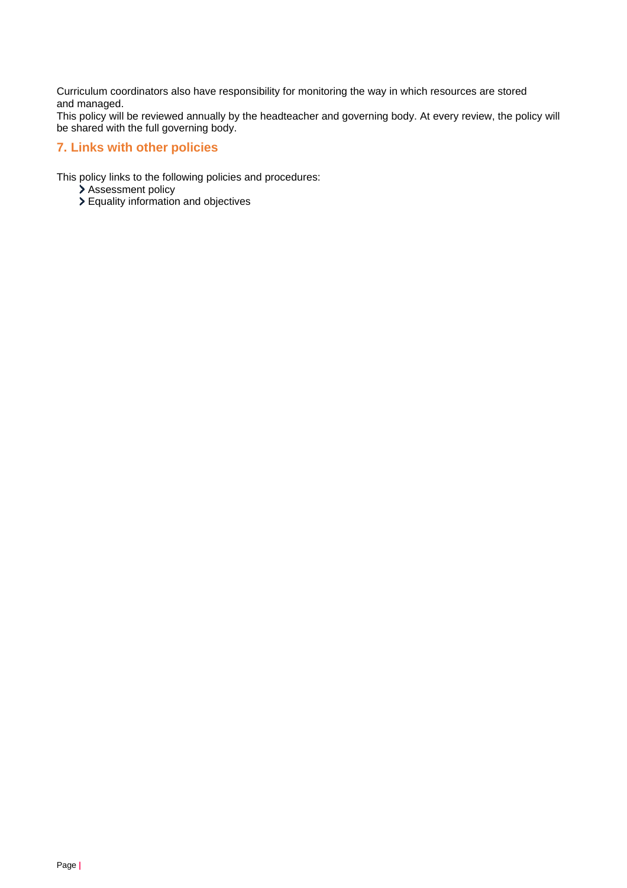Curriculum coordinators also have responsibility for monitoring the way in which resources are stored and managed.

This policy will be reviewed annually by the headteacher and governing body. At every review, the policy will be shared with the full governing body.

## 7. Links with other policies

This policy links to the following policies and procedures:

- Assessment policy
- Equality information and objectives